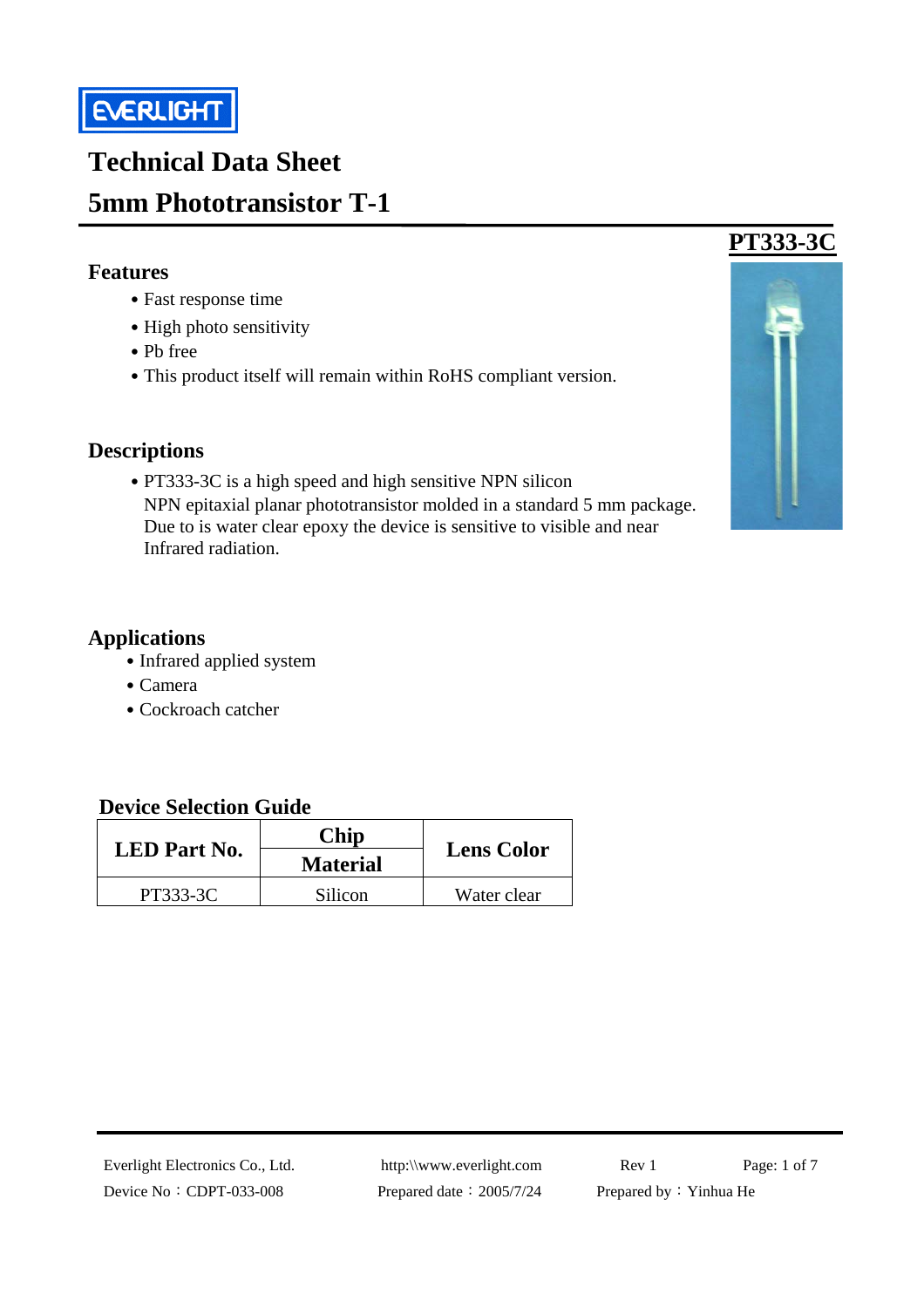EVERLIGHT

# Technical Data Sheet

# 5mm Phototransistor T-1

**PT333-3C**

## Features

- Fast response time
- High photo sensitivity
- Pb free
- This product itself will remain within RoHS compliant version.

## Descriptions

- PT333-3C is a high speed and high sensitive NPN silicon NPN epitaxial planar phototransistor molded in a standard 5 mm package. Due to is water clear epoxy the device is sensitive to visible and near Infrared radiation.

## Applications

- Infrared applied system
- Camera
- Cockroach catcher

## Device Selection Guide

| LED Part No. | Chip Material | Lens Color |
|---|---|---|
| PT333-3C | Silicon | Water clear |

Everlight Electronics Co., Ltd. http:\\www.everlight.com Rev 1
Device No：CDPT-033-008 Prepared date：2005/7/24 Prepared by：Yinhua He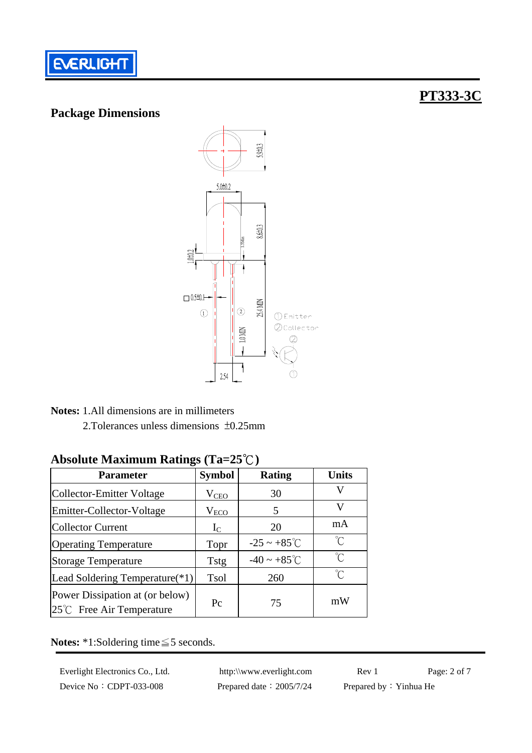## PT333-3C

### Package Dimensions

**Notes:** 1.All dimensions are in millimeters

2.Tolerances unless dimensions ±0.25mm

### Absolute Maximum Ratings (Ta=25℃)

| Parameter | Symbol | Rating | Units |
|---|---|---|---|
| Collector-Emitter Voltage | $V_{CEO}$ | 30 | V |
| Emitter-Collector-Voltage | $V_{ECO}$ | 5 | V |
| Collector Current | $I_C$ | 20 | mA |
| Operating Temperature | Topr | -25 ~ +85℃ | ℃ |
| Storage Temperature | Tstg | -40 ~ +85℃ | ℃ |
| Lead Soldering Temperature(*1) | Tsol | 260 | ℃ |
| Power Dissipation at (or below) 25℃ Free Air Temperature | Pc | 75 | mW |

**Notes:** *1:Soldering time≦5 seconds.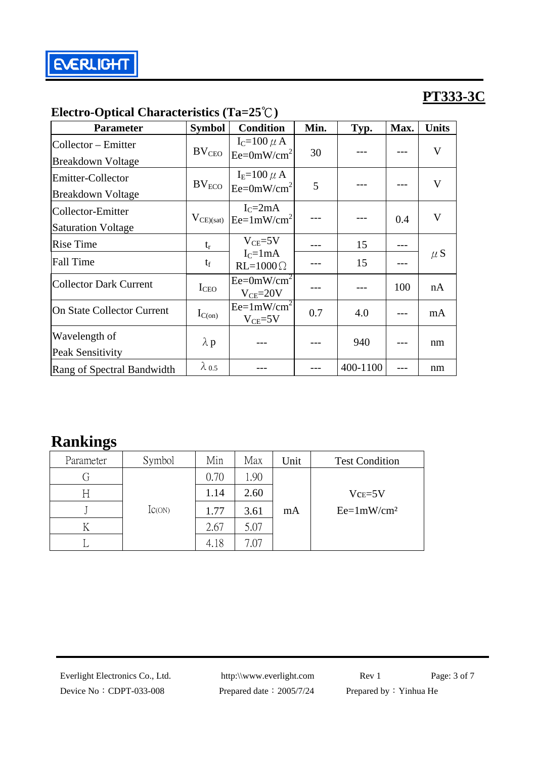# PT333-3C

## Electro-Optical Characteristics (Ta=25℃)

| Parameter | Symbol | Condition | Min. | Typ. | Max. | Units |
|---|---|---|---|---|---|---|
| Collector – Emitter Breakdown Voltage | $BV_{CEO}$ | $I_C$=100μA $Ee=0mW/cm^2$ | 30 | --- | --- | V |
| Emitter-Collector Breakdown Voltage | $BV_{ECO}$ | $I_E$=100μA $Ee=0mW/cm^2$ | 5 | --- | --- | V |
| Collector-Emitter Saturation Voltage | $V_{CE)(sat)}$ | $I_C$=2mA $Ee=1mW/cm^2$ | --- | --- | 0.4 | V |
| Rise Time | $t_r$ | $V_{CE}$=5V $I_C$=1mA RL=1000Ω | --- | 15 | --- | μS |
| Fall Time | $t_f$ | | --- | 15 | --- | |
| Collector Dark Current | $I_{CEO}$ | $Ee=0mW/cm^2$ $V_{CE}$=20V | --- | --- | 100 | nA |
| On State Collector Current | $I_{C(on)}$ | $Ee=1mW/cm^2$ $V_{CE}$=5V | 0.7 | 4.0 | --- | mA |
| Wavelength of Peak Sensitivity | λp | --- | --- | 940 | --- | nm |
| Rang of Spectral Bandwidth | $\lambda_{0.5}$ | --- | --- | 400-1100 | --- | nm |

## Rankings

| Parameter | Symbol | Min | Max | Unit | Test Condition |
|---|---|---|---|---|---|
| G | $I_{C(ON)}$ | 0.70 | 1.90 | mA | $V_{CE}$=5V $Ee=1mW/cm^2$ |
| H | | 1.14 | 2.60 | | |
| J | | 1.77 | 3.61 | | |
| K | | 2.67 | 5.07 | | |
| L | | 4.18 | 7.07 | | |

Everlight Electronics Co., Ltd. http:\\www.everlight.com Rev 1
Device No：CDPT-033-008 Prepared date：2005/7/24 Prepared by：Yinhua He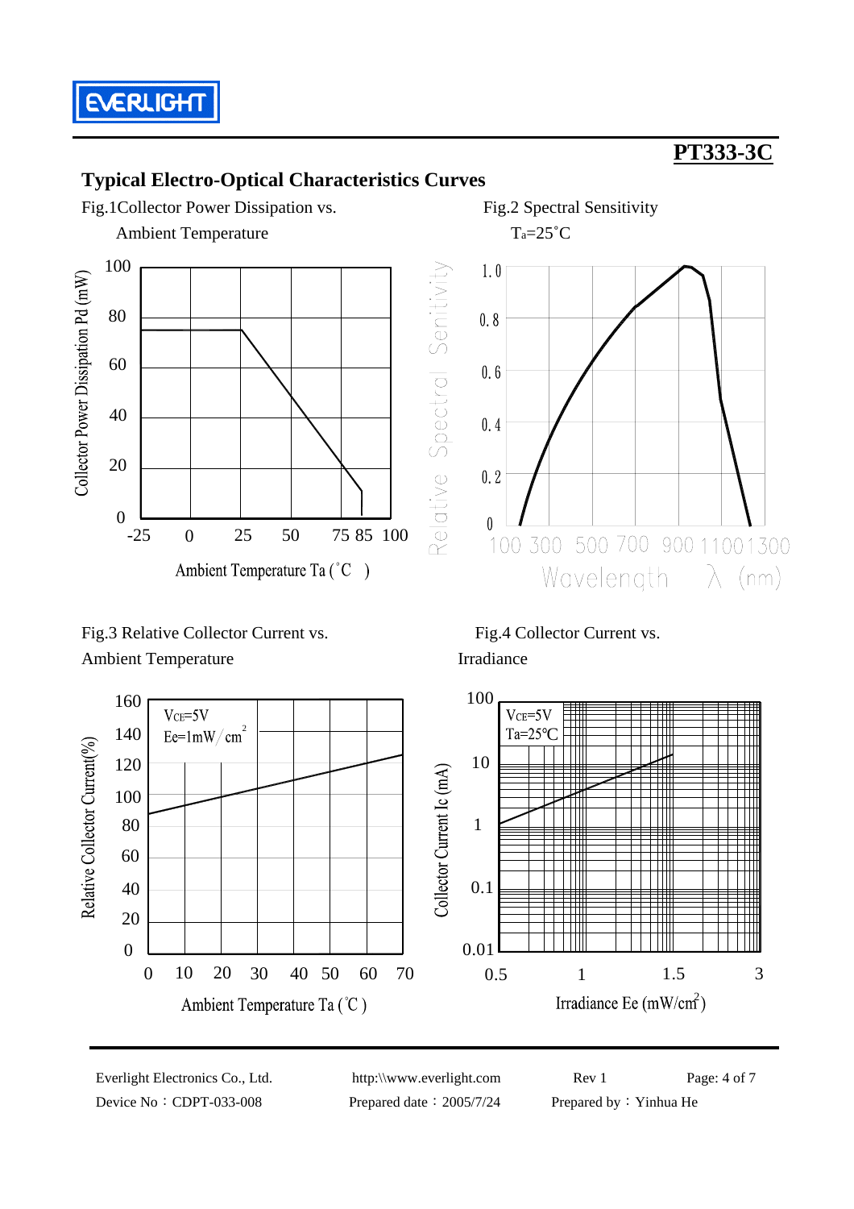**PT333-3C**

## Typical Electro-Optical Characteristics Curves

Fig.1 Collector Power Dissipation vs. Ambient Temperature

Fig.2 Spectral Sensitivity $T_a$=25˚C

Fig.3 Relative Collector Current vs. Ambient Temperature

Fig.4 Collector Current vs. Irradiance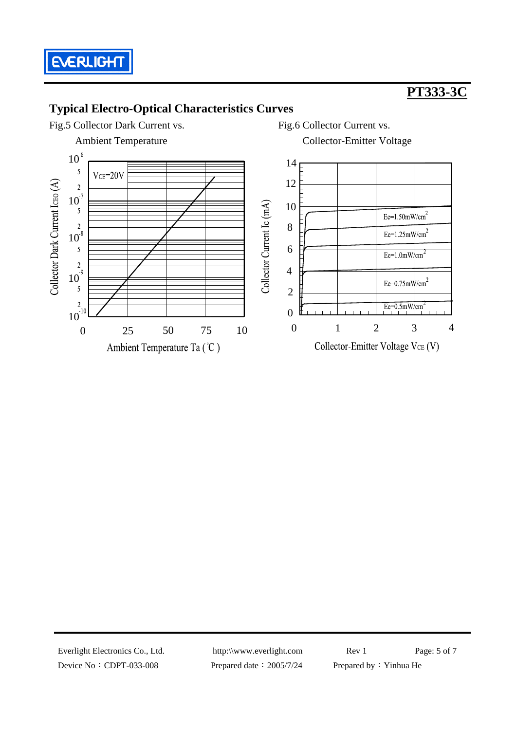## Typical Electro-Optical Characteristics Curves

Fig.5 Collector Dark Current vs. Ambient Temperature

Fig.6 Collector Current vs. Collector-Emitter Voltage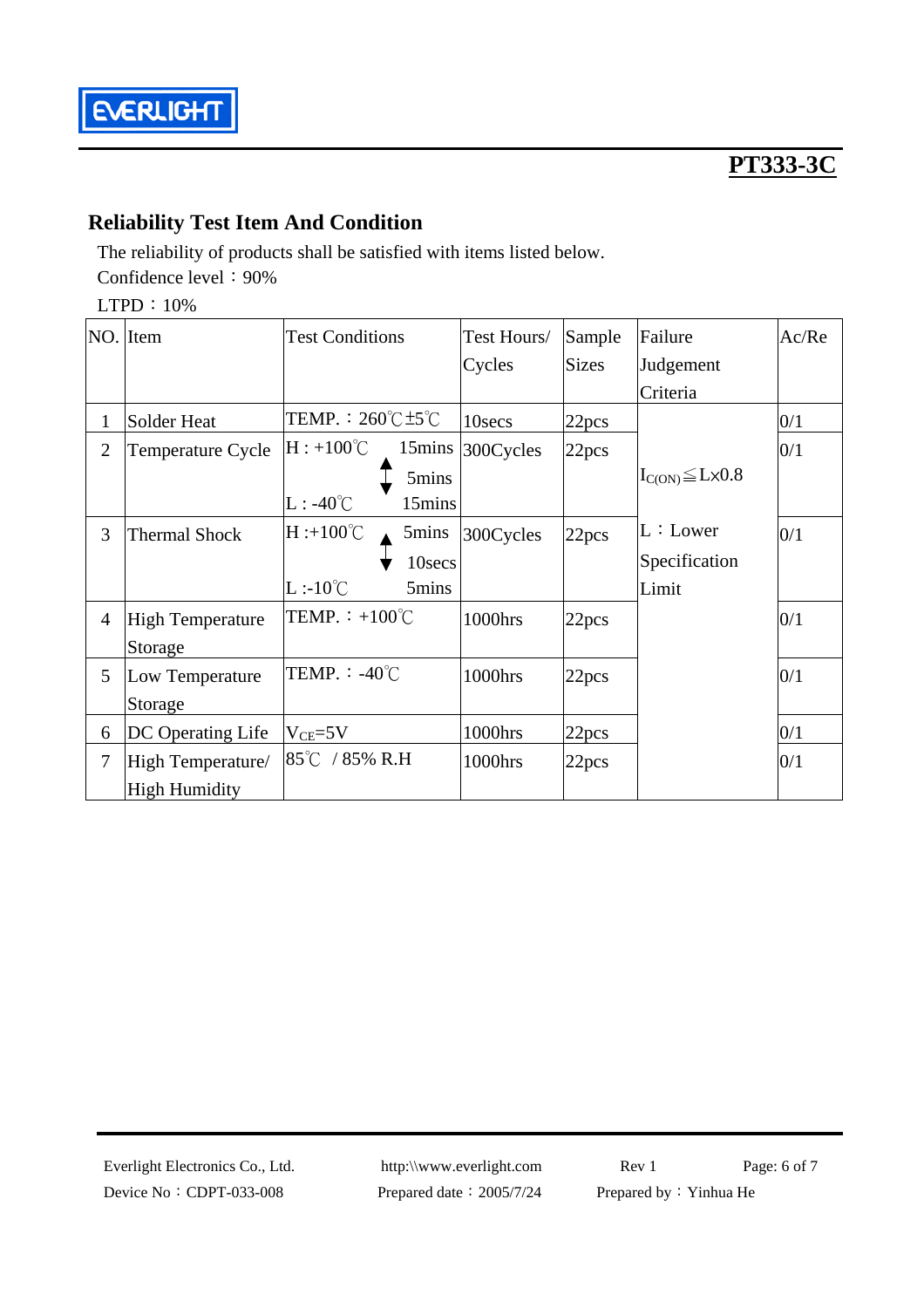## Reliability Test Item And Condition

The reliability of products shall be satisfied with items listed below.

Confidence level：90%

LTPD：10%

| NO. | Item | Test Conditions | Test Hours/ Cycles | Sample Sizes | Failure Judgement Criteria | Ac/Re |
|---|---|---|---|---|---|---|
| 1 | Solder Heat | TEMP.：260℃±5℃ | 10secs | 22pcs | $I_{C(ON)} \leqq L \times 0.8$<br><br>L：Lower Specification Limit | 0/1 |
| 2 | Temperature Cycle | H : +100℃ 15mins ↕ 5mins L : -40℃ 15mins | 300Cycles | 22pcs | | 0/1 |
| 3 | Thermal Shock | H :+100℃ 5mins ↕ 10secs L :-10℃ 5mins | 300Cycles | 22pcs | | 0/1 |
| 4 | High Temperature Storage | TEMP.：+100℃ | 1000hrs | 22pcs | | 0/1 |
| 5 | Low Temperature Storage | TEMP.：-40℃ | 1000hrs | 22pcs | | 0/1 |
| 6 | DC Operating Life | $V_{CE}$=5V | 1000hrs | 22pcs | | 0/1 |
| 7 | High Temperature/ High Humidity | 85℃ / 85% R.H | 1000hrs | 22pcs | | 0/1 |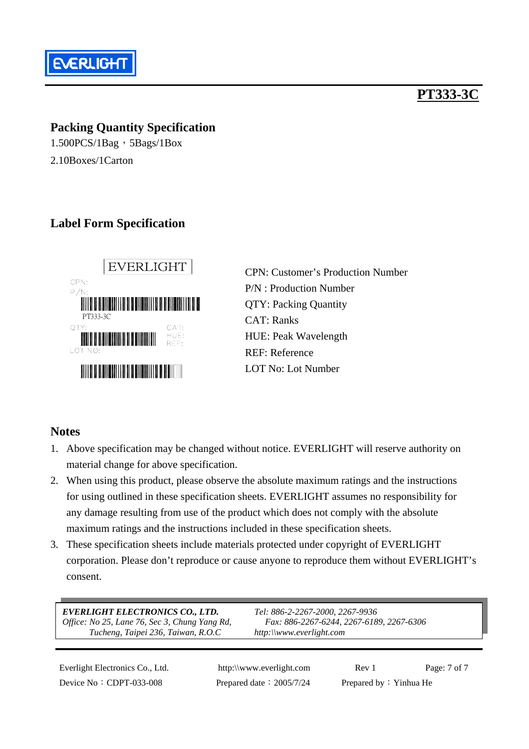## Packing Quantity Specification

1.500PCS/1Bag，5Bags/1Box

2.10Boxes/1Carton

## Label Form Specification

EVERLIGHT

CPN:

P/N:

PT333-3C

QTY:

CAT:

HUE:

REF:

LOT NO:

CPN: Customer's Production Number

P/N : Production Number

QTY: Packing Quantity

CAT: Ranks

HUE: Peak Wavelength

REF: Reference

LOT No: Lot Number

## Notes

1. Above specification may be changed without notice. EVERLIGHT will reserve authority on material change for above specification.
2. When using this product, please observe the absolute maximum ratings and the instructions for using outlined in these specification sheets. EVERLIGHT assumes no responsibility for any damage resulting from use of the product which does not comply with the absolute maximum ratings and the instructions included in these specification sheets.
3. These specification sheets include materials protected under copyright of EVERLIGHT corporation. Please don't reproduce or cause anyone to reproduce them without EVERLIGHT's consent.

***EVERLIGHT ELECTRONICS CO., LTD.***
*Office: No 25, Lane 76, Sec 3, Chung Yang Rd, Tucheng, Taipei 236, Taiwan, R.O.C*
*Tel: 886-2-2267-2000, 2267-9936*
*Fax: 886-2267-6244, 2267-6189, 2267-6306*
*http:\\www.everlight.com*